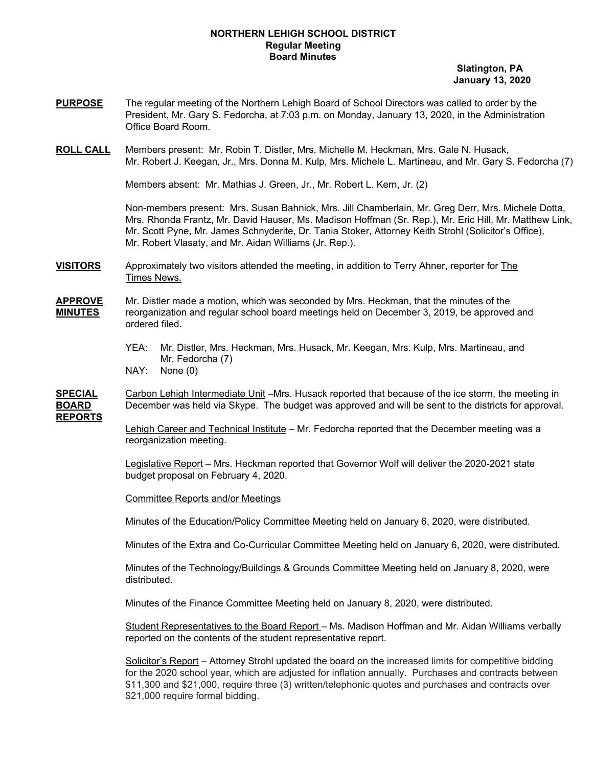**NORTHERN LEHIGH SCHOOL DISTRICT**
**Regular Meeting**
**Board Minutes**

**Slatington, PA**
**January 13, 2020**

**PURPOSE** The regular meeting of the Northern Lehigh Board of School Directors was called to order by the President, Mr. Gary S. Fedorcha, at 7:03 p.m. on Monday, January 13, 2020, in the Administration Office Board Room.

**ROLL CALL** Members present: Mr. Robin T. Distler, Mrs. Michelle M. Heckman, Mrs. Gale N. Husack, Mr. Robert J. Keegan, Jr., Mrs. Donna M. Kulp, Mrs. Michele L. Martineau, and Mr. Gary S. Fedorcha (7)

Members absent: Mr. Mathias J. Green, Jr., Mr. Robert L. Kern, Jr. (2)

Non-members present: Mrs. Susan Bahnick, Mrs. Jill Chamberlain, Mr. Greg Derr, Mrs. Michele Dotta, Mrs. Rhonda Frantz, Mr. David Hauser, Ms. Madison Hoffman (Sr. Rep.), Mr. Eric Hill, Mr. Matthew Link, Mr. Scott Pyne, Mr. James Schnyderite, Dr. Tania Stoker, Attorney Keith Strohl (Solicitor's Office), Mr. Robert Vlasaty, and Mr. Aidan Williams (Jr. Rep.).

**VISITORS** Approximately two visitors attended the meeting, in addition to Terry Ahner, reporter for The Times News.

**APPROVE MINUTES** Mr. Distler made a motion, which was seconded by Mrs. Heckman, that the minutes of the reorganization and regular school board meetings held on December 3, 2019, be approved and ordered filed.

YEA: Mr. Distler, Mrs. Heckman, Mrs. Husack, Mr. Keegan, Mrs. Kulp, Mrs. Martineau, and Mr. Fedorcha (7)
NAY: None (0)

**SPECIAL BOARD REPORTS** Carbon Lehigh Intermediate Unit –Mrs. Husack reported that because of the ice storm, the meeting in December was held via Skype. The budget was approved and will be sent to the districts for approval.

Lehigh Career and Technical Institute – Mr. Fedorcha reported that the December meeting was a reorganization meeting.

Legislative Report – Mrs. Heckman reported that Governor Wolf will deliver the 2020-2021 state budget proposal on February 4, 2020.

Committee Reports and/or Meetings

Minutes of the Education/Policy Committee Meeting held on January 6, 2020, were distributed.

Minutes of the Extra and Co-Curricular Committee Meeting held on January 6, 2020, were distributed.

Minutes of the Technology/Buildings & Grounds Committee Meeting held on January 8, 2020, were distributed.

Minutes of the Finance Committee Meeting held on January 8, 2020, were distributed.

Student Representatives to the Board Report – Ms. Madison Hoffman and Mr. Aidan Williams verbally reported on the contents of the student representative report.

Solicitor's Report – Attorney Strohl updated the board on the increased limits for competitive bidding for the 2020 school year, which are adjusted for inflation annually. Purchases and contracts between $11,300 and $21,000, require three (3) written/telephonic quotes and purchases and contracts over $21,000 require formal bidding.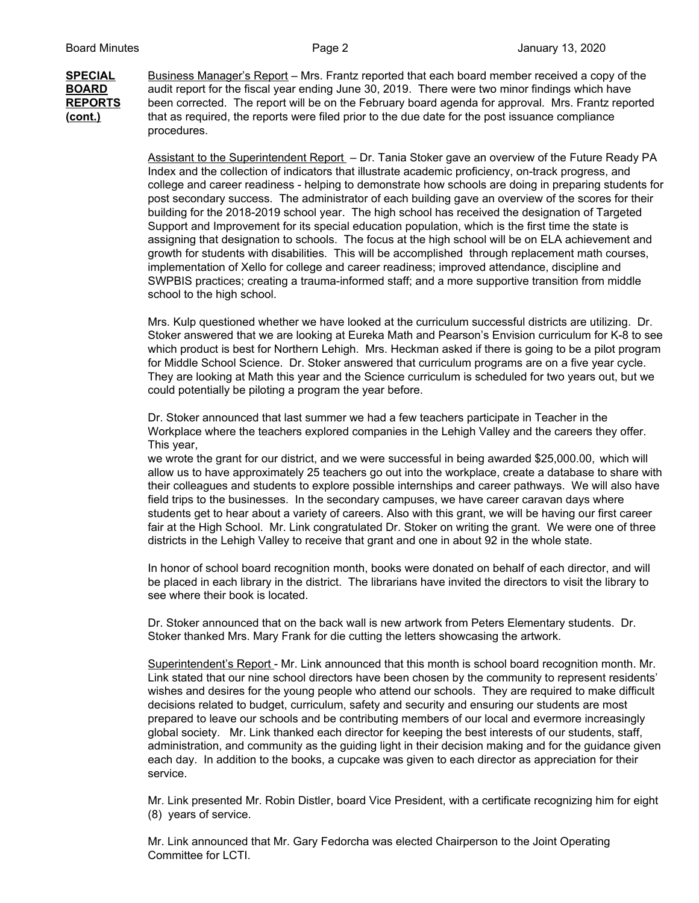**SPECIAL BOARD REPORTS (cont.)**

Business Manager's Report – Mrs. Frantz reported that each board member received a copy of the audit report for the fiscal year ending June 30, 2019. There were two minor findings which have been corrected. The report will be on the February board agenda for approval. Mrs. Frantz reported that as required, the reports were filed prior to the due date for the post issuance compliance procedures.

Assistant to the Superintendent Report – Dr. Tania Stoker gave an overview of the Future Ready PA Index and the collection of indicators that illustrate academic proficiency, on-track progress, and college and career readiness - helping to demonstrate how schools are doing in preparing students for post secondary success. The administrator of each building gave an overview of the scores for their building for the 2018-2019 school year. The high school has received the designation of Targeted Support and Improvement for its special education population, which is the first time the state is assigning that designation to schools. The focus at the high school will be on ELA achievement and growth for students with disabilities. This will be accomplished through replacement math courses, implementation of Xello for college and career readiness; improved attendance, discipline and SWPBIS practices; creating a trauma-informed staff; and a more supportive transition from middle school to the high school.

Mrs. Kulp questioned whether we have looked at the curriculum successful districts are utilizing. Dr. Stoker answered that we are looking at Eureka Math and Pearson's Envision curriculum for K-8 to see which product is best for Northern Lehigh. Mrs. Heckman asked if there is going to be a pilot program for Middle School Science. Dr. Stoker answered that curriculum programs are on a five year cycle. They are looking at Math this year and the Science curriculum is scheduled for two years out, but we could potentially be piloting a program the year before.

Dr. Stoker announced that last summer we had a few teachers participate in Teacher in the Workplace where the teachers explored companies in the Lehigh Valley and the careers they offer. This year,
we wrote the grant for our district, and we were successful in being awarded $25,000.00, which will allow us to have approximately 25 teachers go out into the workplace, create a database to share with their colleagues and students to explore possible internships and career pathways. We will also have field trips to the businesses. In the secondary campuses, we have career caravan days where students get to hear about a variety of careers. Also with this grant, we will be having our first career fair at the High School. Mr. Link congratulated Dr. Stoker on writing the grant. We were one of three districts in the Lehigh Valley to receive that grant and one in about 92 in the whole state.

In honor of school board recognition month, books were donated on behalf of each director, and will be placed in each library in the district. The librarians have invited the directors to visit the library to see where their book is located.

Dr. Stoker announced that on the back wall is new artwork from Peters Elementary students. Dr. Stoker thanked Mrs. Mary Frank for die cutting the letters showcasing the artwork.

Superintendent's Report - Mr. Link announced that this month is school board recognition month. Mr. Link stated that our nine school directors have been chosen by the community to represent residents' wishes and desires for the young people who attend our schools. They are required to make difficult decisions related to budget, curriculum, safety and security and ensuring our students are most prepared to leave our schools and be contributing members of our local and evermore increasingly global society. Mr. Link thanked each director for keeping the best interests of our students, staff, administration, and community as the guiding light in their decision making and for the guidance given each day. In addition to the books, a cupcake was given to each director as appreciation for their service.

Mr. Link presented Mr. Robin Distler, board Vice President, with a certificate recognizing him for eight (8) years of service.

Mr. Link announced that Mr. Gary Fedorcha was elected Chairperson to the Joint Operating Committee for LCTI.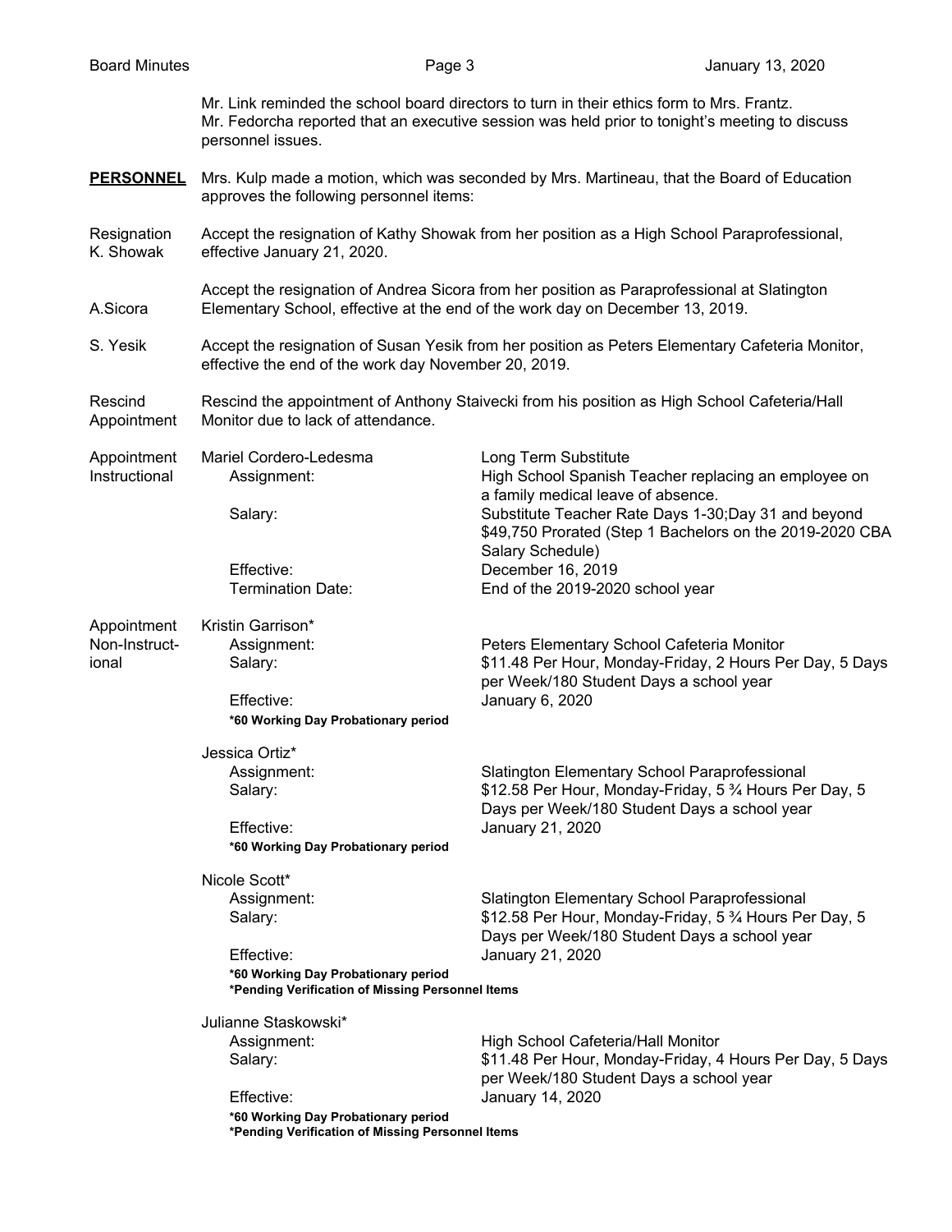Mr. Link reminded the school board directors to turn in their ethics form to Mrs. Frantz.
Mr. Fedorcha reported that an executive session was held prior to tonight's meeting to discuss personnel issues.

**PERSONNEL** Mrs. Kulp made a motion, which was seconded by Mrs. Martineau, that the Board of Education approves the following personnel items:

**Resignation K. Showak**
Accept the resignation of Kathy Showak from her position as a High School Paraprofessional, effective January 21, 2020.

**A.Sicora**
Accept the resignation of Andrea Sicora from her position as Paraprofessional at Slatington Elementary School, effective at the end of the work day on December 13, 2019.

**S. Yesik**
Accept the resignation of Susan Yesik from her position as Peters Elementary Cafeteria Monitor, effective the end of the work day November 20, 2019.

**Rescind Appointment**
Rescind the appointment of Anthony Staivecki from his position as High School Cafeteria/Hall Monitor due to lack of attendance.

**Appointment Instructional**

Mariel Cordero-Ledesma — Long Term Substitute
- Assignment: High School Spanish Teacher replacing an employee on a family medical leave of absence.
- Salary: Substitute Teacher Rate Days 1-30;Day 31 and beyond $49,750 Prorated (Step 1 Bachelors on the 2019-2020 CBA Salary Schedule)
- Effective: December 16, 2019
- Termination Date: End of the 2019-2020 school year

**Appointment Non-Instructional**

Kristin Garrison*
- Assignment: Peters Elementary School Cafeteria Monitor
- Salary: $11.48 Per Hour, Monday-Friday, 2 Hours Per Day, 5 Days per Week/180 Student Days a school year
- Effective: January 6, 2020

**\*60 Working Day Probationary period**

Jessica Ortiz*
- Assignment: Slatington Elementary School Paraprofessional
- Salary: $12.58 Per Hour, Monday-Friday, 5 ¾ Hours Per Day, 5 Days per Week/180 Student Days a school year
- Effective: January 21, 2020

**\*60 Working Day Probationary period**

Nicole Scott*
- Assignment: Slatington Elementary School Paraprofessional
- Salary: $12.58 Per Hour, Monday-Friday, 5 ¾ Hours Per Day, 5 Days per Week/180 Student Days a school year
- Effective: January 21, 2020

**\*60 Working Day Probationary period**
**\*Pending Verification of Missing Personnel Items**

Julianne Staskowski*
- Assignment: High School Cafeteria/Hall Monitor
- Salary: $11.48 Per Hour, Monday-Friday, 4 Hours Per Day, 5 Days per Week/180 Student Days a school year
- Effective: January 14, 2020

**\*60 Working Day Probationary period**
**\*Pending Verification of Missing Personnel Items**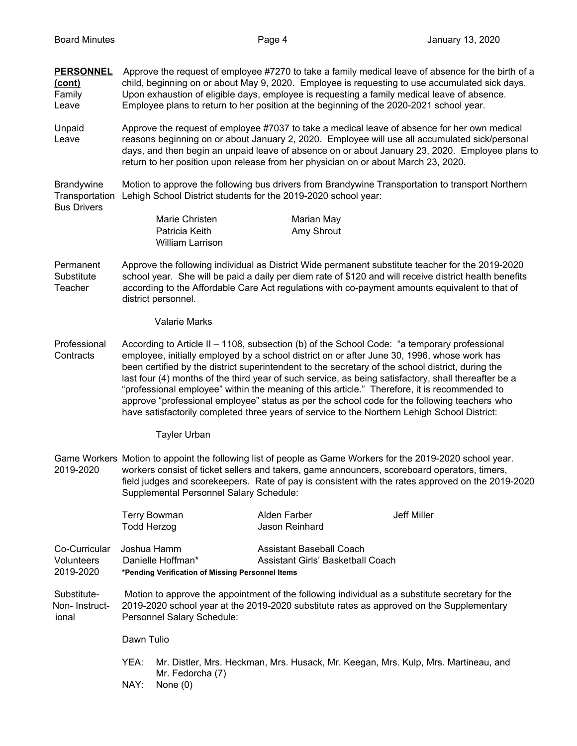**PERSONNEL (cont)**

**Family Leave**

Approve the request of employee #7270 to take a family medical leave of absence for the birth of a child, beginning on or about May 9, 2020. Employee is requesting to use accumulated sick days. Upon exhaustion of eligible days, employee is requesting a family medical leave of absence. Employee plans to return to her position at the beginning of the 2020-2021 school year.

**Unpaid Leave**

Approve the request of employee #7037 to take a medical leave of absence for her own medical reasons beginning on or about January 2, 2020. Employee will use all accumulated sick/personal days, and then begin an unpaid leave of absence on or about January 23, 2020. Employee plans to return to her position upon release from her physician on or about March 23, 2020.

**Brandywine Transportation Bus Drivers**

Motion to approve the following bus drivers from Brandywine Transportation to transport Northern Lehigh School District students for the 2019-2020 school year:

| | |
|---|---|
| Marie Christen | Marian May |
| Patricia Keith | Amy Shrout |
| William Larrison | |

**Permanent Substitute Teacher**

Approve the following individual as District Wide permanent substitute teacher for the 2019-2020 school year. She will be paid a daily per diem rate of $120 and will receive district health benefits according to the Affordable Care Act regulations with co-payment amounts equivalent to that of district personnel.

Valarie Marks

**Professional Contracts**

According to Article II – 1108, subsection (b) of the School Code: "a temporary professional employee, initially employed by a school district on or after June 30, 1996, whose work has been certified by the district superintendent to the secretary of the school district, during the last four (4) months of the third year of such service, as being satisfactory, shall thereafter be a "professional employee" within the meaning of this article." Therefore, it is recommended to approve "professional employee" status as per the school code for the following teachers who have satisfactorily completed three years of service to the Northern Lehigh School District:

Tayler Urban

**Game Workers 2019-2020**

Motion to appoint the following list of people as Game Workers for the 2019-2020 school year. workers consist of ticket sellers and takers, game announcers, scoreboard operators, timers, field judges and scorekeepers. Rate of pay is consistent with the rates approved on the 2019-2020 Supplemental Personnel Salary Schedule:

| | | |
|---|---|---|
| Terry Bowman | Alden Farber | Jeff Miller |
| Todd Herzog | Jason Reinhard | |

**Co-Curricular Volunteers 2019-2020**

| | |
|---|---|
| Joshua Hamm | Assistant Baseball Coach |
| Danielle Hoffman* | Assistant Girls' Basketball Coach |

***Pending Verification of Missing Personnel Items**

**Substitute-Non-Instructional**

Motion to approve the appointment of the following individual as a substitute secretary for the 2019-2020 school year at the 2019-2020 substitute rates as approved on the Supplementary Personnel Salary Schedule:

Dawn Tulio

YEA: Mr. Distler, Mrs. Heckman, Mrs. Husack, Mr. Keegan, Mrs. Kulp, Mrs. Martineau, and Mr. Fedorcha (7)

NAY: None (0)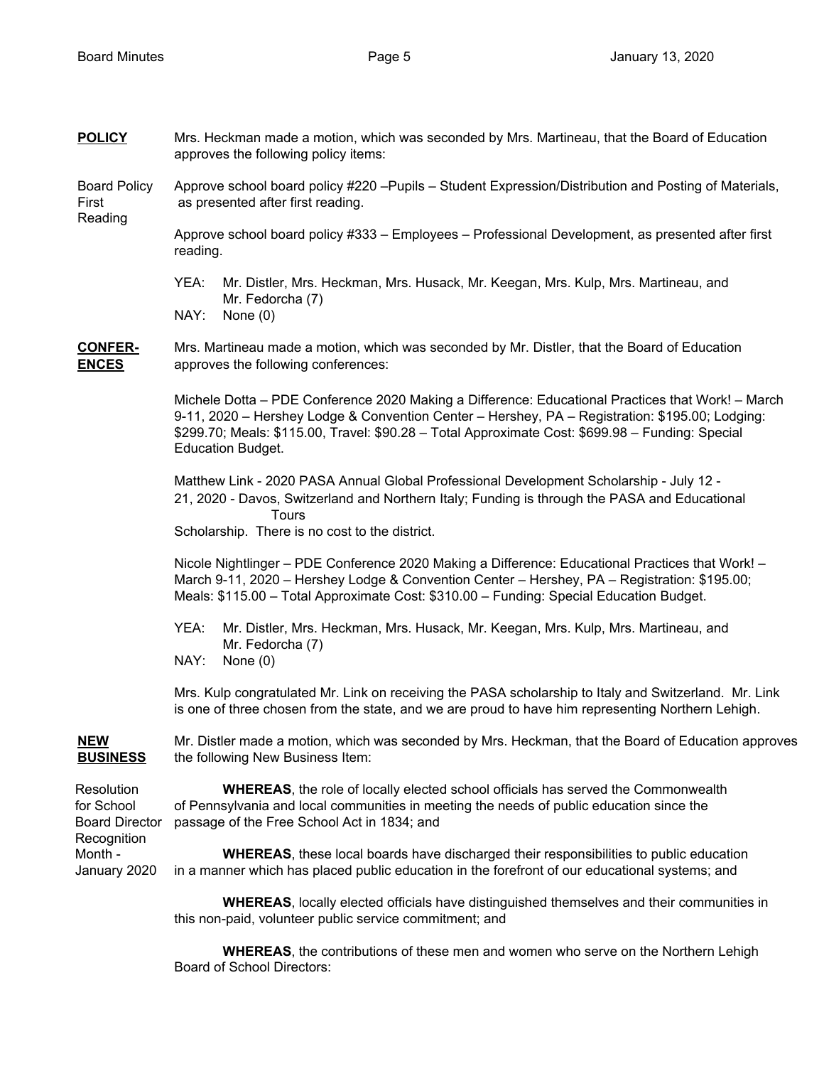**POLICY**

Mrs. Heckman made a motion, which was seconded by Mrs. Martineau, that the Board of Education approves the following policy items:

Board Policy First Reading

Approve school board policy #220 –Pupils – Student Expression/Distribution and Posting of Materials, as presented after first reading.

Approve school board policy #333 – Employees – Professional Development, as presented after first reading.

YEA: Mr. Distler, Mrs. Heckman, Mrs. Husack, Mr. Keegan, Mrs. Kulp, Mrs. Martineau, and Mr. Fedorcha (7)
NAY: None (0)

**CONFERENCES**

Mrs. Martineau made a motion, which was seconded by Mr. Distler, that the Board of Education approves the following conferences:

Michele Dotta – PDE Conference 2020 Making a Difference: Educational Practices that Work! – March 9-11, 2020 – Hershey Lodge & Convention Center – Hershey, PA – Registration: $195.00; Lodging: $299.70; Meals: $115.00, Travel: $90.28 – Total Approximate Cost: $699.98 – Funding: Special Education Budget.

Matthew Link - 2020 PASA Annual Global Professional Development Scholarship - July 12 - 21, 2020 - Davos, Switzerland and Northern Italy; Funding is through the PASA and Educational Tours Scholarship. There is no cost to the district.

Nicole Nightlinger – PDE Conference 2020 Making a Difference: Educational Practices that Work! – March 9-11, 2020 – Hershey Lodge & Convention Center – Hershey, PA – Registration: $195.00; Meals: $115.00 – Total Approximate Cost: $310.00 – Funding: Special Education Budget.

YEA: Mr. Distler, Mrs. Heckman, Mrs. Husack, Mr. Keegan, Mrs. Kulp, Mrs. Martineau, and Mr. Fedorcha (7)
NAY: None (0)

Mrs. Kulp congratulated Mr. Link on receiving the PASA scholarship to Italy and Switzerland. Mr. Link is one of three chosen from the state, and we are proud to have him representing Northern Lehigh.

**NEW BUSINESS**

Mr. Distler made a motion, which was seconded by Mrs. Heckman, that the Board of Education approves the following New Business Item:

Resolution for School Board Director Recognition Month - January 2020

**WHEREAS**, the role of locally elected school officials has served the Commonwealth of Pennsylvania and local communities in meeting the needs of public education since the passage of the Free School Act in 1834; and

**WHEREAS**, these local boards have discharged their responsibilities to public education in a manner which has placed public education in the forefront of our educational systems; and

**WHEREAS**, locally elected officials have distinguished themselves and their communities in this non-paid, volunteer public service commitment; and

**WHEREAS**, the contributions of these men and women who serve on the Northern Lehigh Board of School Directors: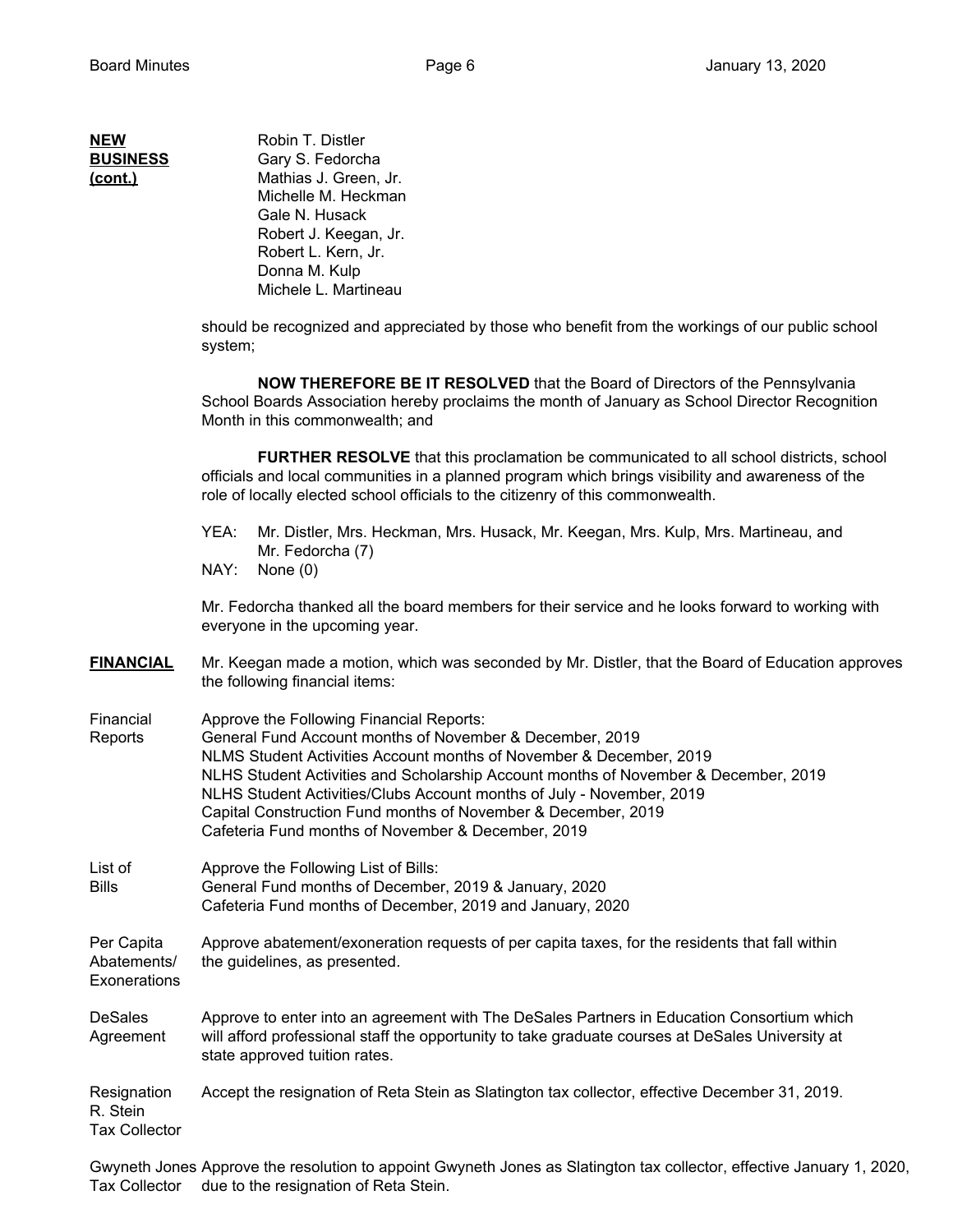**NEW BUSINESS (cont.)**

Robin T. Distler
Gary S. Fedorcha
Mathias J. Green, Jr.
Michelle M. Heckman
Gale N. Husack
Robert J. Keegan, Jr.
Robert L. Kern, Jr.
Donna M. Kulp
Michele L. Martineau

should be recognized and appreciated by those who benefit from the workings of our public school system;

**NOW THEREFORE BE IT RESOLVED** that the Board of Directors of the Pennsylvania School Boards Association hereby proclaims the month of January as School Director Recognition Month in this commonwealth; and

**FURTHER RESOLVE** that this proclamation be communicated to all school districts, school officials and local communities in a planned program which brings visibility and awareness of the role of locally elected school officials to the citizenry of this commonwealth.

YEA: Mr. Distler, Mrs. Heckman, Mrs. Husack, Mr. Keegan, Mrs. Kulp, Mrs. Martineau, and Mr. Fedorcha (7)
NAY: None (0)

Mr. Fedorcha thanked all the board members for their service and he looks forward to working with everyone in the upcoming year.

**FINANCIAL**

Mr. Keegan made a motion, which was seconded by Mr. Distler, that the Board of Education approves the following financial items:

Financial Reports

Approve the Following Financial Reports:
General Fund Account months of November & December, 2019
NLMS Student Activities Account months of November & December, 2019
NLHS Student Activities and Scholarship Account months of November & December, 2019
NLHS Student Activities/Clubs Account months of July - November, 2019
Capital Construction Fund months of November & December, 2019
Cafeteria Fund months of November & December, 2019

List of Bills

Approve the Following List of Bills:
General Fund months of December, 2019 & January, 2020
Cafeteria Fund months of December, 2019 and January, 2020

Per Capita Abatements/ Exonerations

Approve abatement/exoneration requests of per capita taxes, for the residents that fall within the guidelines, as presented.

DeSales Agreement

Approve to enter into an agreement with The DeSales Partners in Education Consortium which will afford professional staff the opportunity to take graduate courses at DeSales University at state approved tuition rates.

Resignation R. Stein Tax Collector

Accept the resignation of Reta Stein as Slatington tax collector, effective December 31, 2019.

Gwyneth Jones Tax Collector

Approve the resolution to appoint Gwyneth Jones as Slatington tax collector, effective January 1, 2020, due to the resignation of Reta Stein.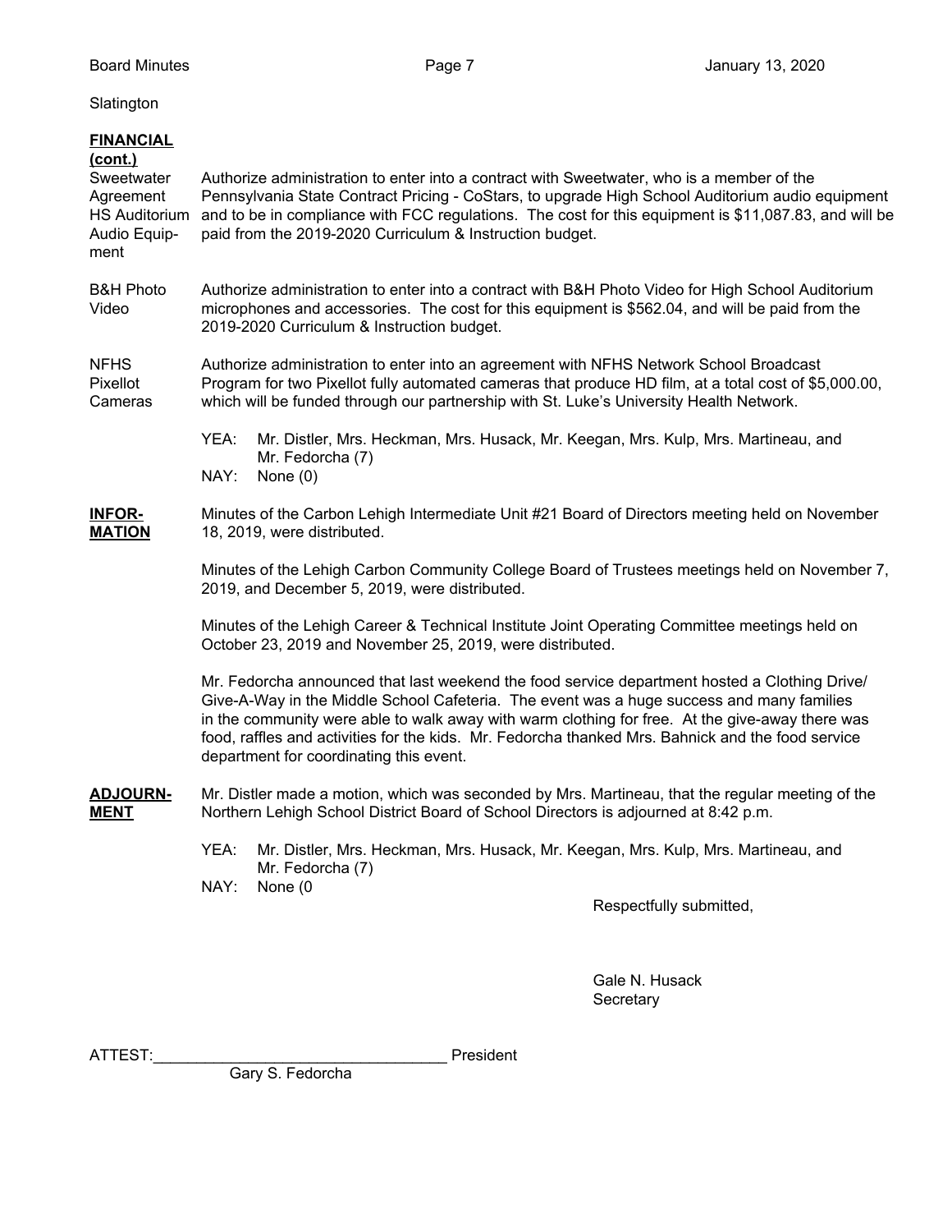Slatington

**FINANCIAL (cont.)**

**Sweetwater Agreement HS Auditorium Audio Equipment**

Authorize administration to enter into a contract with Sweetwater, who is a member of the Pennsylvania State Contract Pricing - CoStars, to upgrade High School Auditorium audio equipment and to be in compliance with FCC regulations. The cost for this equipment is $11,087.83, and will be paid from the 2019-2020 Curriculum & Instruction budget.

**B&H Photo Video**

Authorize administration to enter into a contract with B&H Photo Video for High School Auditorium microphones and accessories. The cost for this equipment is $562.04, and will be paid from the 2019-2020 Curriculum & Instruction budget.

**NFHS Pixellot Cameras**

Authorize administration to enter into an agreement with NFHS Network School Broadcast Program for two Pixellot fully automated cameras that produce HD film, at a total cost of $5,000.00, which will be funded through our partnership with St. Luke's University Health Network.

YEA: Mr. Distler, Mrs. Heckman, Mrs. Husack, Mr. Keegan, Mrs. Kulp, Mrs. Martineau, and Mr. Fedorcha (7)
NAY: None (0)

**INFORMATION**

Minutes of the Carbon Lehigh Intermediate Unit #21 Board of Directors meeting held on November 18, 2019, were distributed.

Minutes of the Lehigh Carbon Community College Board of Trustees meetings held on November 7, 2019, and December 5, 2019, were distributed.

Minutes of the Lehigh Career & Technical Institute Joint Operating Committee meetings held on October 23, 2019 and November 25, 2019, were distributed.

Mr. Fedorcha announced that last weekend the food service department hosted a Clothing Drive/ Give-A-Way in the Middle School Cafeteria. The event was a huge success and many families in the community were able to walk away with warm clothing for free. At the give-away there was food, raffles and activities for the kids. Mr. Fedorcha thanked Mrs. Bahnick and the food service department for coordinating this event.

**ADJOURNMENT**

Mr. Distler made a motion, which was seconded by Mrs. Martineau, that the regular meeting of the Northern Lehigh School District Board of School Directors is adjourned at 8:42 p.m.

YEA: Mr. Distler, Mrs. Heckman, Mrs. Husack, Mr. Keegan, Mrs. Kulp, Mrs. Martineau, and Mr. Fedorcha (7)
NAY: None (0

Respectfully submitted,

Gale N. Husack
Secretary

ATTEST:__________________________________ President
Gary S. Fedorcha